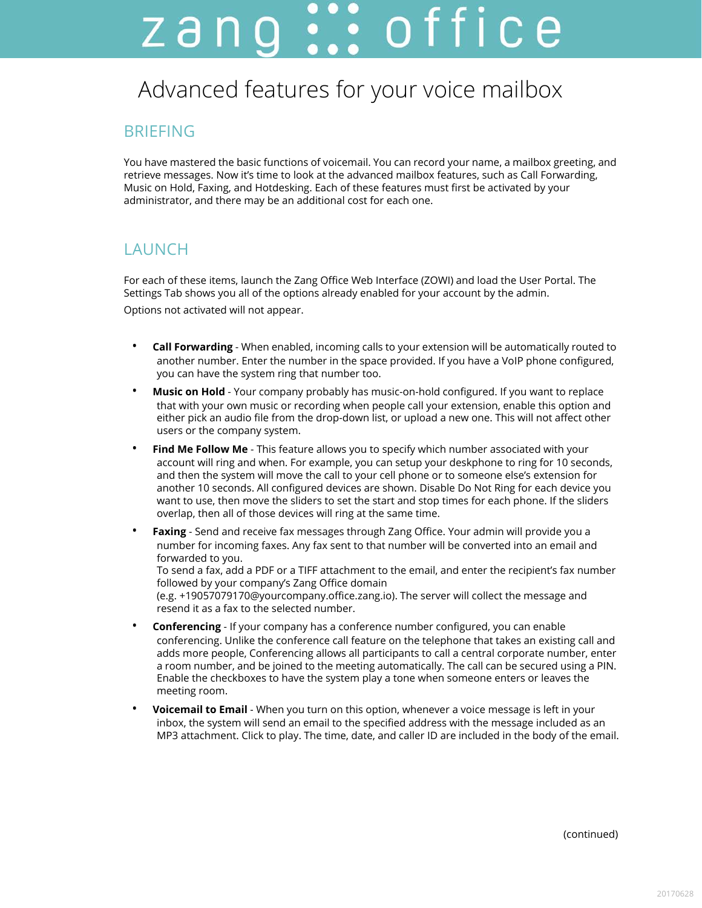# zang office

# Advanced features for your voice mailbox

## BRIEFING

You have mastered the basic functions of voicemail. You can record your name, a mailbox greeting, and retrieve messages. Now it's time to look at the advanced mailbox features, such as Call Forwarding, Music on Hold, Faxing, and Hotdesking. Each of these features must first be activated by your administrator, and there may be an additional cost for each one.

## LAUNCH

For each of these items, launch the Zang Office Web Interface (ZOWI) and load the User Portal. The Settings Tab shows you all of the options already enabled for your account by the admin.

Options not activated will not appear.

- **Call Forwarding** - When enabled, incoming calls to your extension will be automatically routed to another number. Enter the number in the space provided. If you have a VoIP phone configured, you can have the system ring that number too.
- **Music on Hold** - Your company probably has music-on-hold configured. If you want to replace that with your own music or recording when people call your extension, enable this option and either pick an audio file from the drop-down list, or upload a new one. This will not affect other users or the company system.
- **Find Me Follow Me** - This feature allows you to specify which number associated with your account will ring and when. For example, you can setup your deskphone to ring for 10 seconds, and then the system will move the call to your cell phone or to someone else's extension for another 10 seconds. All configured devices are shown. Disable Do Not Ring for each device you want to use, then move the sliders to set the start and stop times for each phone. If the sliders overlap, then all of those devices will ring at the same time.
- **Faxing** - Send and receive fax messages through Zang Office. Your admin will provide you a number for incoming faxes. Any fax sent to that number will be converted into an email and forwarded to you.
  To send a fax, add a PDF or a TIFF attachment to the email, and enter the recipient's fax number followed by your company's Zang Office domain
  (e.g. +19057079170@yourcompany.office.zang.io). The server will collect the message and resend it as a fax to the selected number.
- **Conferencing** - If your company has a conference number configured, you can enable conferencing. Unlike the conference call feature on the telephone that takes an existing call and adds more people, Conferencing allows all participants to call a central corporate number, enter a room number, and be joined to the meeting automatically. The call can be secured using a PIN. Enable the checkboxes to have the system play a tone when someone enters or leaves the meeting room.
- **Voicemail to Email** - When you turn on this option, whenever a voice message is left in your inbox, the system will send an email to the specified address with the message included as an MP3 attachment. Click to play. The time, date, and caller ID are included in the body of the email.

(continued)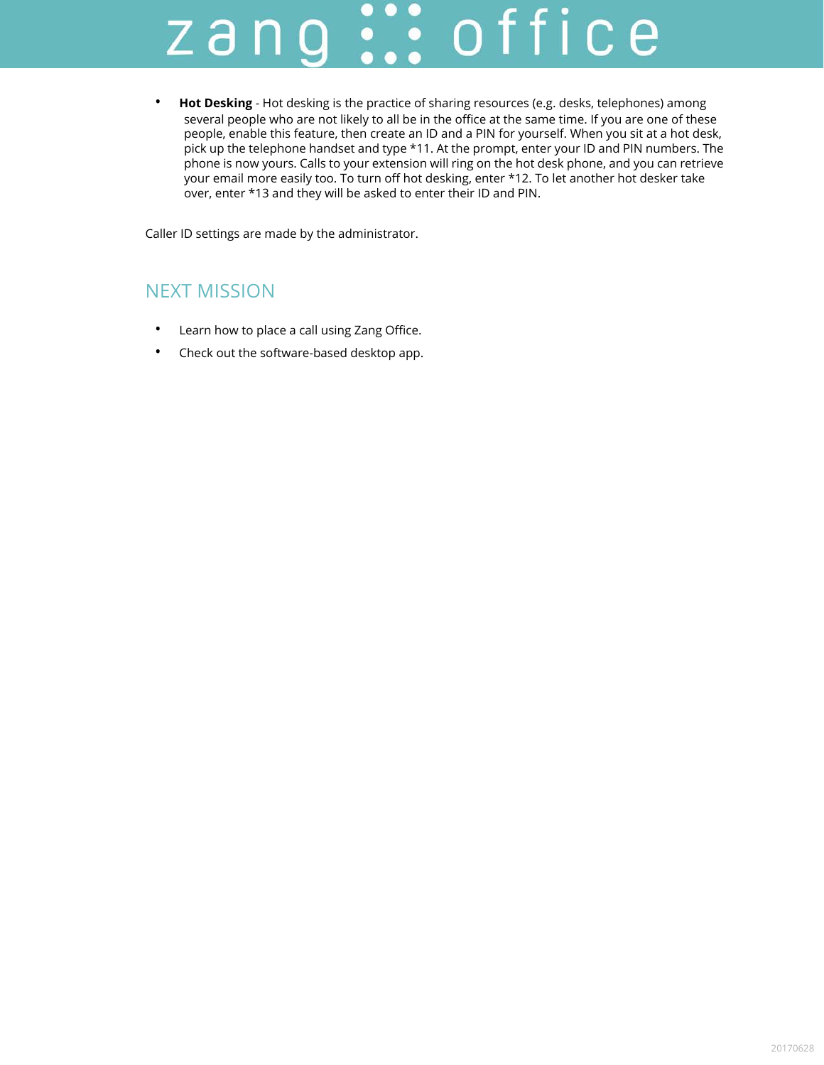- **Hot Desking** - Hot desking is the practice of sharing resources (e.g. desks, telephones) among several people who are not likely to all be in the office at the same time. If you are one of these people, enable this feature, then create an ID and a PIN for yourself. When you sit at a hot desk, pick up the telephone handset and type *11. At the prompt, enter your ID and PIN numbers. The phone is now yours. Calls to your extension will ring on the hot desk phone, and you can retrieve your email more easily too. To turn off hot desking, enter *12. To let another hot desker take over, enter *13 and they will be asked to enter their ID and PIN.

Caller ID settings are made by the administrator.

## NEXT MISSION

- Learn how to place a call using Zang Office.
- Check out the software-based desktop app.